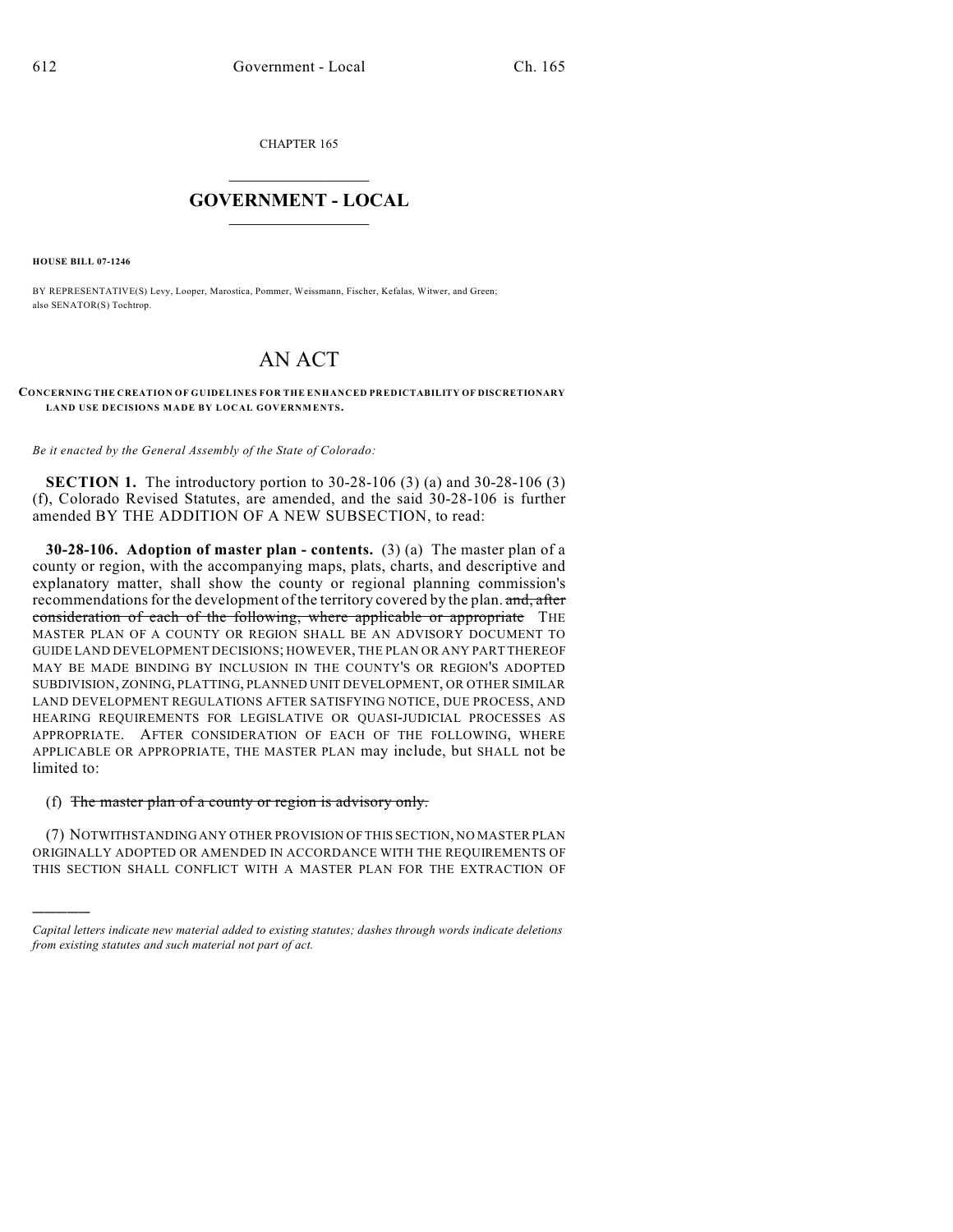CHAPTER 165

# GOVERNMENT - LOCAL

**HOUSE BILL 07-1246**

BY REPRESENTATIVE(S) Levy, Looper, Marostica, Pommer, Weissmann, Fischer, Kefalas, Witwer, and Green; also SENATOR(S) Tochtrop.

# AN ACT

**CONCERNING THE CREATION OF GUIDELINES FOR THE ENHANCED PREDICTABILITY OF DISCRETIONARY LAND USE DECISIONS MADE BY LOCAL GOVERNMENTS.**

*Be it enacted by the General Assembly of the State of Colorado:*

**SECTION 1.** The introductory portion to 30-28-106 (3) (a) and 30-28-106 (3) (f), Colorado Revised Statutes, are amended, and the said 30-28-106 is further amended BY THE ADDITION OF A NEW SUBSECTION, to read:

**30-28-106. Adoption of master plan - contents.** (3) (a) The master plan of a county or region, with the accompanying maps, plats, charts, and descriptive and explanatory matter, shall show the county or regional planning commission's recommendations for the development of the territory covered by the plan. ~~and, after consideration of each of the following, where applicable or appropriate~~ THE MASTER PLAN OF A COUNTY OR REGION SHALL BE AN ADVISORY DOCUMENT TO GUIDE LAND DEVELOPMENT DECISIONS; HOWEVER, THE PLAN OR ANY PART THEREOF MAY BE MADE BINDING BY INCLUSION IN THE COUNTY'S OR REGION'S ADOPTED SUBDIVISION, ZONING, PLATTING, PLANNED UNIT DEVELOPMENT, OR OTHER SIMILAR LAND DEVELOPMENT REGULATIONS AFTER SATISFYING NOTICE, DUE PROCESS, AND HEARING REQUIREMENTS FOR LEGISLATIVE OR QUASI-JUDICIAL PROCESSES AS APPROPRIATE. AFTER CONSIDERATION OF EACH OF THE FOLLOWING, WHERE APPLICABLE OR APPROPRIATE, THE MASTER PLAN may include, but SHALL not be limited to:

(f) ~~The master plan of a county or region is advisory only.~~

(7) NOTWITHSTANDING ANY OTHER PROVISION OF THIS SECTION, NO MASTER PLAN ORIGINALLY ADOPTED OR AMENDED IN ACCORDANCE WITH THE REQUIREMENTS OF THIS SECTION SHALL CONFLICT WITH A MASTER PLAN FOR THE EXTRACTION OF

---

*Capital letters indicate new material added to existing statutes; dashes through words indicate deletions from existing statutes and such material not part of act.*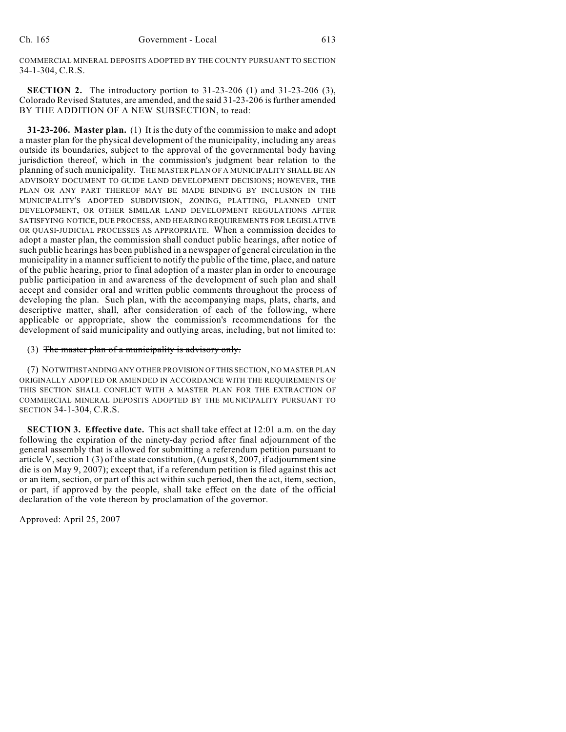COMMERCIAL MINERAL DEPOSITS ADOPTED BY THE COUNTY PURSUANT TO SECTION 34-1-304, C.R.S.

**SECTION 2.** The introductory portion to 31-23-206 (1) and 31-23-206 (3), Colorado Revised Statutes, are amended, and the said 31-23-206 is further amended BY THE ADDITION OF A NEW SUBSECTION, to read:

**31-23-206. Master plan.** (1) It is the duty of the commission to make and adopt a master plan for the physical development of the municipality, including any areas outside its boundaries, subject to the approval of the governmental body having jurisdiction thereof, which in the commission's judgment bear relation to the planning of such municipality. THE MASTER PLAN OF A MUNICIPALITY SHALL BE AN ADVISORY DOCUMENT TO GUIDE LAND DEVELOPMENT DECISIONS; HOWEVER, THE PLAN OR ANY PART THEREOF MAY BE MADE BINDING BY INCLUSION IN THE MUNICIPALITY'S ADOPTED SUBDIVISION, ZONING, PLATTING, PLANNED UNIT DEVELOPMENT, OR OTHER SIMILAR LAND DEVELOPMENT REGULATIONS AFTER SATISFYING NOTICE, DUE PROCESS, AND HEARING REQUIREMENTS FOR LEGISLATIVE OR QUASI-JUDICIAL PROCESSES AS APPROPRIATE. When a commission decides to adopt a master plan, the commission shall conduct public hearings, after notice of such public hearings has been published in a newspaper of general circulation in the municipality in a manner sufficient to notify the public of the time, place, and nature of the public hearing, prior to final adoption of a master plan in order to encourage public participation in and awareness of the development of such plan and shall accept and consider oral and written public comments throughout the process of developing the plan. Such plan, with the accompanying maps, plats, charts, and descriptive matter, shall, after consideration of each of the following, where applicable or appropriate, show the commission's recommendations for the development of said municipality and outlying areas, including, but not limited to:

(3) ~~The master plan of a municipality is advisory only.~~

(7) NOTWITHSTANDING ANY OTHER PROVISION OF THIS SECTION, NO MASTER PLAN ORIGINALLY ADOPTED OR AMENDED IN ACCORDANCE WITH THE REQUIREMENTS OF THIS SECTION SHALL CONFLICT WITH A MASTER PLAN FOR THE EXTRACTION OF COMMERCIAL MINERAL DEPOSITS ADOPTED BY THE MUNICIPALITY PURSUANT TO SECTION 34-1-304, C.R.S.

**SECTION 3. Effective date.** This act shall take effect at 12:01 a.m. on the day following the expiration of the ninety-day period after final adjournment of the general assembly that is allowed for submitting a referendum petition pursuant to article V, section 1 (3) of the state constitution, (August 8, 2007, if adjournment sine die is on May 9, 2007); except that, if a referendum petition is filed against this act or an item, section, or part of this act within such period, then the act, item, section, or part, if approved by the people, shall take effect on the date of the official declaration of the vote thereon by proclamation of the governor.

Approved: April 25, 2007